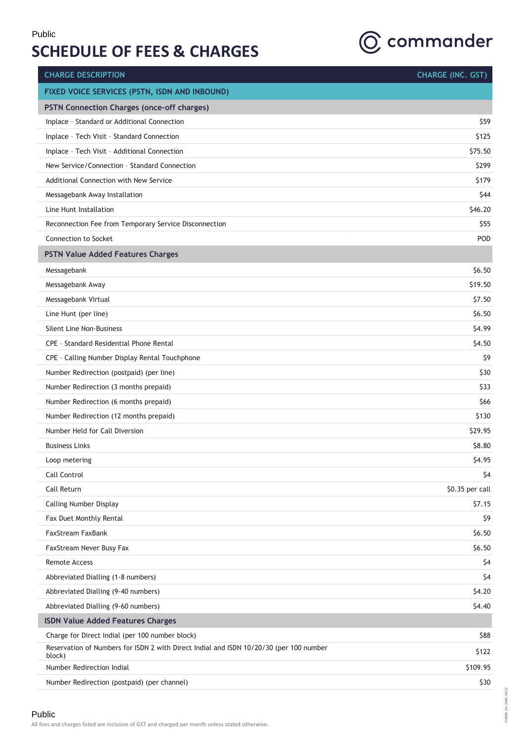Public

# SCHEDULE OF FEES & CHARGES

commander

| CHARGE DESCRIPTION | CHARGE (INC. GST) |
|---|---|
| **FIXED VOICE SERVICES (PSTN, ISDN AND INBOUND)** | |
| **PSTN Connection Charges (once-off charges)** | |
| Inplace - Standard or Additional Connection | $59 |
| Inplace - Tech Visit - Standard Connection | $125 |
| Inplace - Tech Visit - Additional Connection | $75.50 |
| New Service/Connection - Standard Connection | $299 |
| Additional Connection with New Service | $179 |
| Messagebank Away Installation | $44 |
| Line Hunt Installation | $46.20 |
| Reconnection Fee from Temporary Service Disconnection | $55 |
| Connection to Socket | POD |
| **PSTN Value Added Features Charges** | |
| Messagebank | $6.50 |
| Messagebank Away | $19.50 |
| Messagebank Virtual | $7.50 |
| Line Hunt (per line) | $6.50 |
| Silent Line Non-Business | $4.99 |
| CPE - Standard Residential Phone Rental | $4.50 |
| CPE - Calling Number Display Rental Touchphone | $9 |
| Number Redirection (postpaid) (per line) | $30 |
| Number Redirection (3 months prepaid) | $33 |
| Number Redirection (6 months prepaid) | $66 |
| Number Redirection (12 months prepaid) | $130 |
| Number Held for Call Diversion | $29.95 |
| Business Links | $8.80 |
| Loop metering | $4.95 |
| Call Control | $4 |
| Call Return | $0.35 per call |
| Calling Number Display | $7.15 |
| Fax Duet Monthly Rental | $9 |
| FaxStream FaxBank | $6.50 |
| FaxStream Never Busy Fax | $6.50 |
| Remote Access | $4 |
| Abbreviated Dialling (1-8 numbers) | $4 |
| Abbreviated Dialling (9-40 numbers) | $4.20 |
| Abbreviated Dialling (9-60 numbers) | $4.40 |
| **ISDN Value Added Features Charges** | |
| Charge for Direct Indial (per 100 number block) | $88 |
| Reservation of Numbers for ISDN 2 with Direct Indial and ISDN 10/20/30 (per 100 number block) | $122 |
| Number Redirection Indial | $109.95 |
| Number Redirection (postpaid) (per channel) | $30 |

Public

All fees and charges listed are inclusive of GST and charged per month unless stated otherwise.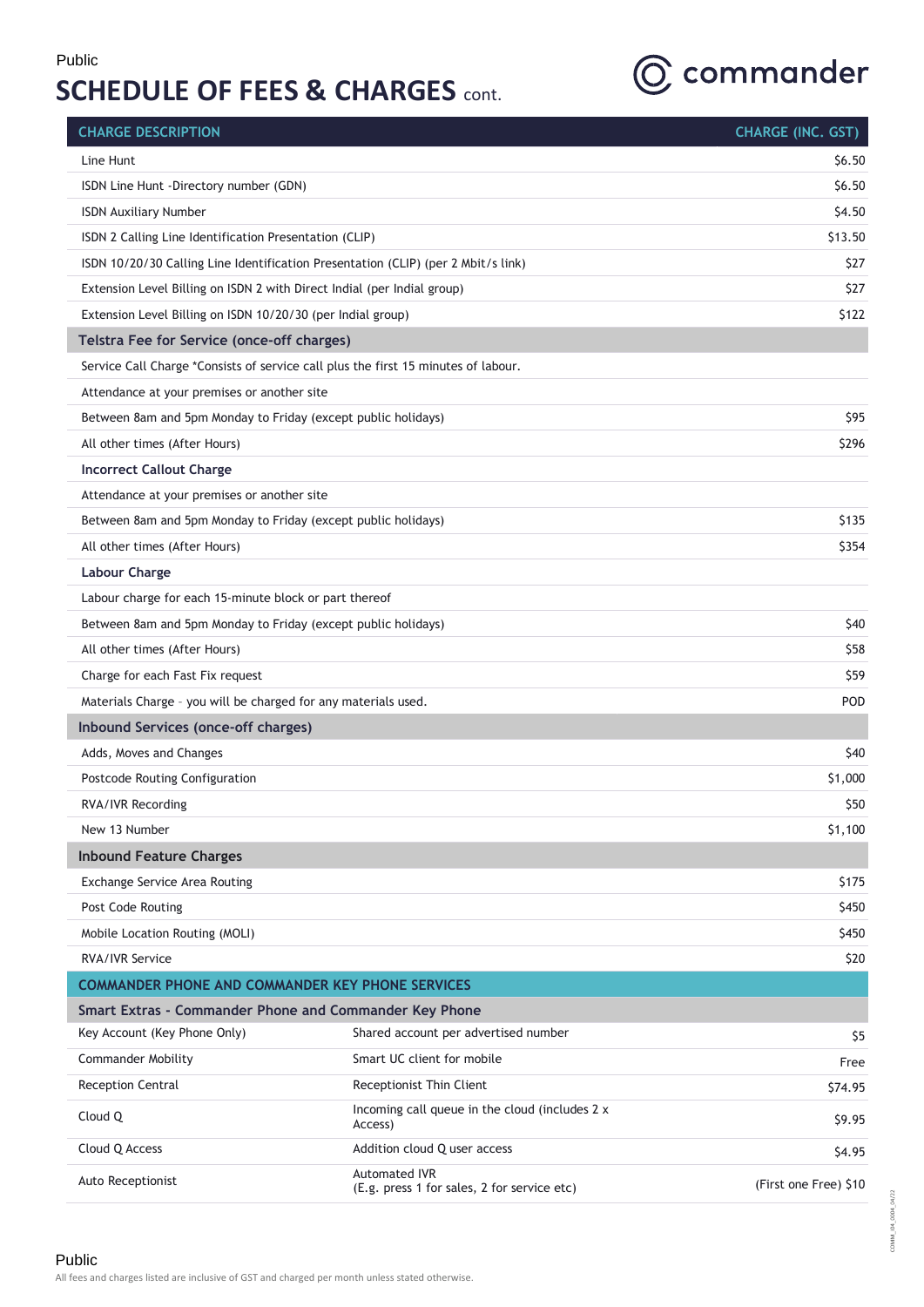## SCHEDULE OF FEES & CHARGES cont.

| CHARGE DESCRIPTION | | CHARGE (INC. GST) |
|---|---|---|
| Line Hunt | | $6.50 |
| ISDN Line Hunt -Directory number (GDN) | | $6.50 |
| ISDN Auxiliary Number | | $4.50 |
| ISDN 2 Calling Line Identification Presentation (CLIP) | | $13.50 |
| ISDN 10/20/30 Calling Line Identification Presentation (CLIP) (per 2 Mbit/s link) | | $27 |
| Extension Level Billing on ISDN 2 with Direct Indial (per Indial group) | | $27 |
| Extension Level Billing on ISDN 10/20/30 (per Indial group) | | $122 |
| **Telstra Fee for Service (once-off charges)** | | |
| Service Call Charge *Consists of service call plus the first 15 minutes of labour. | | |
| Attendance at your premises or another site | | |
| Between 8am and 5pm Monday to Friday (except public holidays) | | $95 |
| All other times (After Hours) | | $296 |
| **Incorrect Callout Charge** | | |
| Attendance at your premises or another site | | |
| Between 8am and 5pm Monday to Friday (except public holidays) | | $135 |
| All other times (After Hours) | | $354 |
| **Labour Charge** | | |
| Labour charge for each 15-minute block or part thereof | | |
| Between 8am and 5pm Monday to Friday (except public holidays) | | $40 |
| All other times (After Hours) | | $58 |
| Charge for each Fast Fix request | | $59 |
| Materials Charge - you will be charged for any materials used. | | POD |
| **Inbound Services (once-off charges)** | | |
| Adds, Moves and Changes | | $40 |
| Postcode Routing Configuration | | $1,000 |
| RVA/IVR Recording | | $50 |
| New 13 Number | | $1,100 |
| **Inbound Feature Charges** | | |
| Exchange Service Area Routing | | $175 |
| Post Code Routing | | $450 |
| Mobile Location Routing (MOLI) | | $450 |
| RVA/IVR Service | | $20 |
| **COMMANDER PHONE AND COMMANDER KEY PHONE SERVICES** | | |
| **Smart Extras - Commander Phone and Commander Key Phone** | | |
| Key Account (Key Phone Only) | Shared account per advertised number | $5 |
| Commander Mobility | Smart UC client for mobile | Free |
| Reception Central | Receptionist Thin Client | $74.95 |
| Cloud Q | Incoming call queue in the cloud (includes 2 x Access) | $9.95 |
| Cloud Q Access | Addition cloud Q user access | $4.95 |
| Auto Receptionist | Automated IVR (E.g. press 1 for sales, 2 for service etc) | (First one Free) $10 |

All fees and charges listed are inclusive of GST and charged per month unless stated otherwise.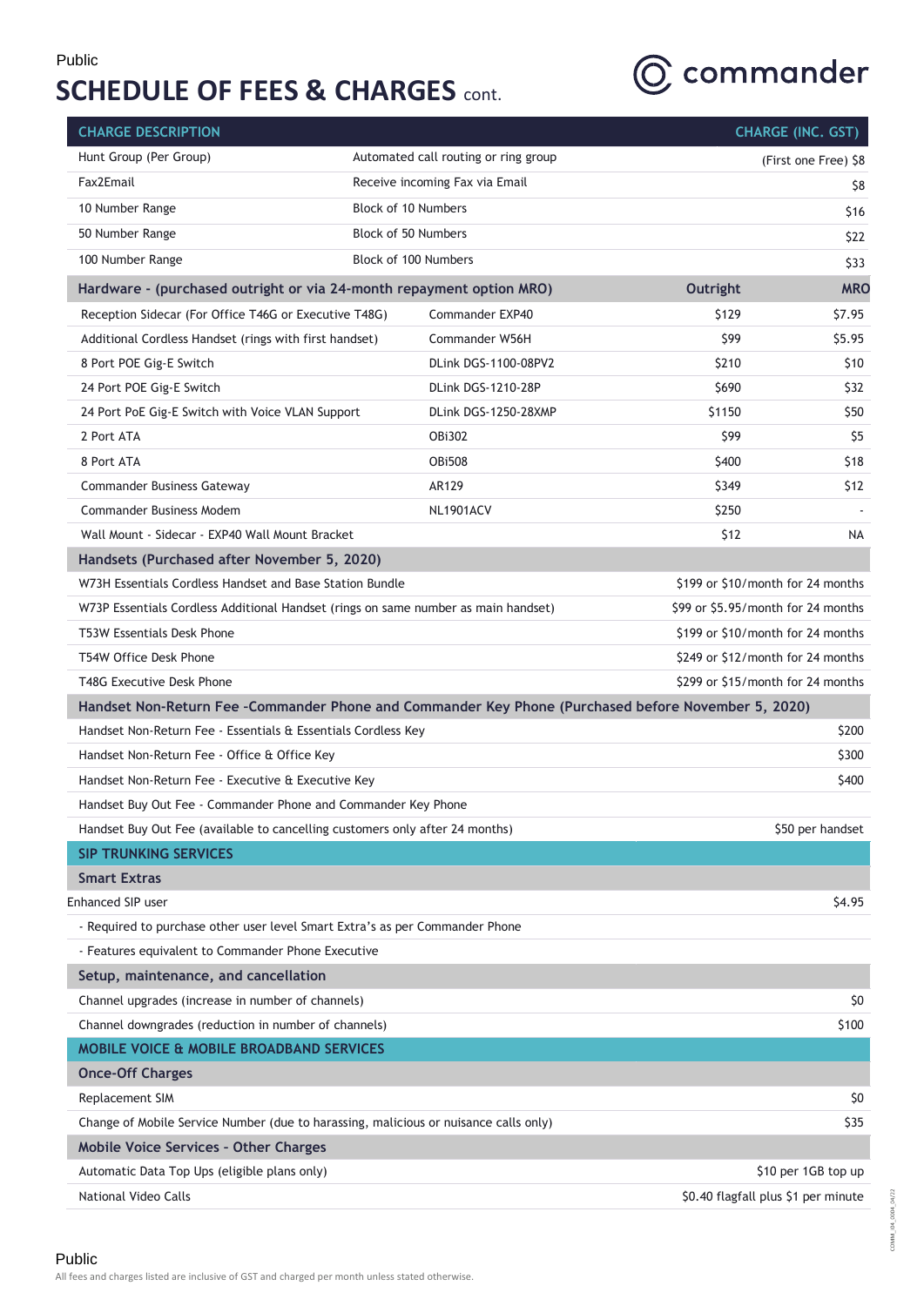Public

# SCHEDULE OF FEES & CHARGES cont.

| CHARGE DESCRIPTION | | | CHARGE (INC. GST) |
|---|---|---|---|
| Hunt Group (Per Group) | Automated call routing or ring group | | (First one Free) $8 |
| Fax2Email | Receive incoming Fax via Email | | $8 |
| 10 Number Range | Block of 10 Numbers | | $16 |
| 50 Number Range | Block of 50 Numbers | | $22 |
| 100 Number Range | Block of 100 Numbers | | $33 |
| **Hardware - (purchased outright or via 24-month repayment option MRO)** | | **Outright** | **MRO** |
| Reception Sidecar (For Office T46G or Executive T48G) | Commander EXP40 | $129 | $7.95 |
| Additional Cordless Handset (rings with first handset) | Commander W56H | $99 | $5.95 |
| 8 Port POE Gig-E Switch | DLink DGS-1100-08PV2 | $210 | $10 |
| 24 Port POE Gig-E Switch | DLink DGS-1210-28P | $690 | $32 |
| 24 Port PoE Gig-E Switch with Voice VLAN Support | DLink DGS-1250-28XMP | $1150 | $50 |
| 2 Port ATA | OBi302 | $99 | $5 |
| 8 Port ATA | OBi508 | $400 | $18 |
| Commander Business Gateway | AR129 | $349 | $12 |
| Commander Business Modem | NL1901ACV | $250 | - |
| Wall Mount - Sidecar - EXP40 Wall Mount Bracket | | $12 | NA |
| **Handsets (Purchased after November 5, 2020)** | | | |
| W73H Essentials Cordless Handset and Base Station Bundle | | | $199 or $10/month for 24 months |
| W73P Essentials Cordless Additional Handset (rings on same number as main handset) | | | $99 or $5.95/month for 24 months |
| T53W Essentials Desk Phone | | | $199 or $10/month for 24 months |
| T54W Office Desk Phone | | | $249 or $12/month for 24 months |
| T48G Executive Desk Phone | | | $299 or $15/month for 24 months |
| **Handset Non-Return Fee -Commander Phone and Commander Key Phone (Purchased before November 5, 2020)** | | | |
| Handset Non-Return Fee - Essentials & Essentials Cordless Key | | | $200 |
| Handset Non-Return Fee - Office & Office Key | | | $300 |
| Handset Non-Return Fee - Executive & Executive Key | | | $400 |
| Handset Buy Out Fee - Commander Phone and Commander Key Phone | | | |
| Handset Buy Out Fee (available to cancelling customers only after 24 months) | | | $50 per handset |
| **SIP TRUNKING SERVICES** | | | |
| **Smart Extras** | | | |
| Enhanced SIP user | | | $4.95 |
| - Required to purchase other user level Smart Extra's as per Commander Phone | | | |
| - Features equivalent to Commander Phone Executive | | | |
| **Setup, maintenance, and cancellation** | | | |
| Channel upgrades (increase in number of channels) | | | $0 |
| Channel downgrades (reduction in number of channels) | | | $100 |
| **MOBILE VOICE & MOBILE BROADBAND SERVICES** | | | |
| **Once-Off Charges** | | | |
| Replacement SIM | | | $0 |
| Change of Mobile Service Number (due to harassing, malicious or nuisance calls only) | | | $35 |
| **Mobile Voice Services - Other Charges** | | | |
| Automatic Data Top Ups (eligible plans only) | | | $10 per 1GB top up |
| National Video Calls | | | $0.40 flagfall plus $1 per minute |

Public

All fees and charges listed are inclusive of GST and charged per month unless stated otherwise.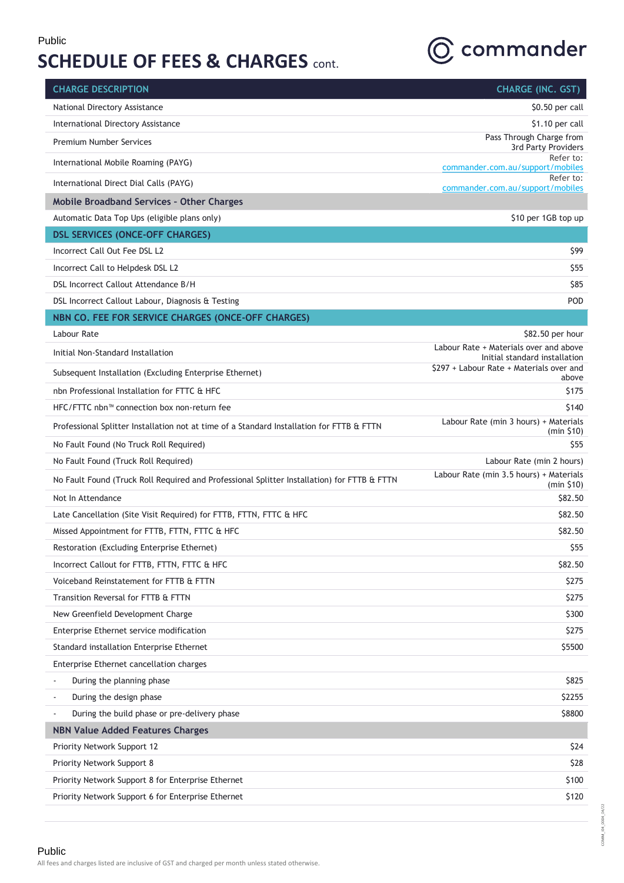Public

# SCHEDULE OF FEES & CHARGES cont.

| CHARGE DESCRIPTION | CHARGE (INC. GST) |
|---|---|
| National Directory Assistance | $0.50 per call |
| International Directory Assistance | $1.10 per call |
| Premium Number Services | Pass Through Charge from 3rd Party Providers |
| International Mobile Roaming (PAYG) | Refer to: commander.com.au/support/mobiles |
| International Direct Dial Calls (PAYG) | Refer to: commander.com.au/support/mobiles |
| **Mobile Broadband Services - Other Charges** | |
| Automatic Data Top Ups (eligible plans only) | $10 per 1GB top up |
| **DSL SERVICES (ONCE-OFF CHARGES)** | |
| Incorrect Call Out Fee DSL L2 | $99 |
| Incorrect Call to Helpdesk DSL L2 | $55 |
| DSL Incorrect Callout Attendance B/H | $85 |
| DSL Incorrect Callout Labour, Diagnosis & Testing | POD |
| **NBN CO. FEE FOR SERVICE CHARGES (ONCE-OFF CHARGES)** | |
| Labour Rate | $82.50 per hour |
| Initial Non-Standard Installation | Labour Rate + Materials over and above Initial standard installation |
| Subsequent Installation (Excluding Enterprise Ethernet) | $297 + Labour Rate + Materials over and above |
| nbn Professional Installation for FTTC & HFC | $175 |
| HFC/FTTC nbn™ connection box non-return fee | $140 |
| Professional Splitter Installation not at time of a Standard Installation for FTTB & FTTN | Labour Rate (min 3 hours) + Materials (min $10) |
| No Fault Found (No Truck Roll Required) | $55 |
| No Fault Found (Truck Roll Required) | Labour Rate (min 2 hours) |
| No Fault Found (Truck Roll Required and Professional Splitter Installation) for FTTB & FTTN | Labour Rate (min 3.5 hours) + Materials (min $10) |
| Not In Attendance | $82.50 |
| Late Cancellation (Site Visit Required) for FTTB, FTTN, FTTC & HFC | $82.50 |
| Missed Appointment for FTTB, FTTN, FTTC & HFC | $82.50 |
| Restoration (Excluding Enterprise Ethernet) | $55 |
| Incorrect Callout for FTTB, FTTN, FTTC & HFC | $82.50 |
| Voiceband Reinstatement for FTTB & FTTN | $275 |
| Transition Reversal for FTTB & FTTN | $275 |
| New Greenfield Development Charge | $300 |
| Enterprise Ethernet service modification | $275 |
| Standard installation Enterprise Ethernet | $5500 |
| Enterprise Ethernet cancellation charges | |
| - During the planning phase | $825 |
| - During the design phase | $2255 |
| - During the build phase or pre-delivery phase | $8800 |
| **NBN Value Added Features Charges** | |
| Priority Network Support 12 | $24 |
| Priority Network Support 8 | $28 |
| Priority Network Support 8 for Enterprise Ethernet | $100 |
| Priority Network Support 6 for Enterprise Ethernet | $120 |

Public

All fees and charges listed are inclusive of GST and charged per month unless stated otherwise.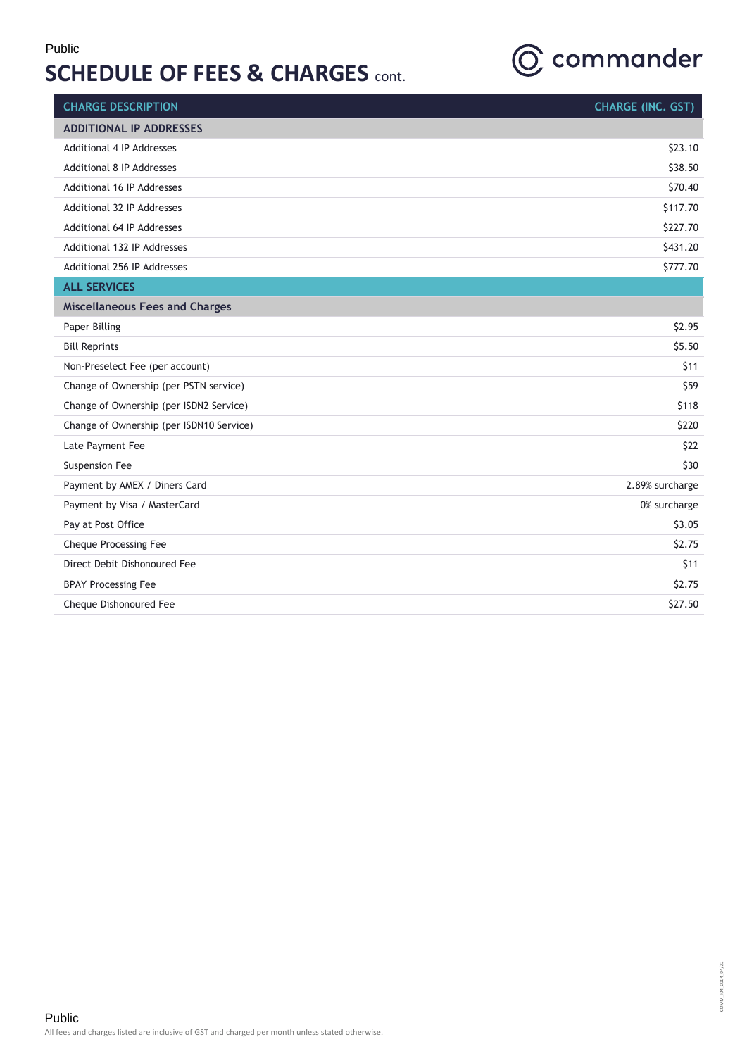Public

# SCHEDULE OF FEES & CHARGES cont.

commander

| CHARGE DESCRIPTION | CHARGE (INC. GST) |
|---|---|
| **ADDITIONAL IP ADDRESSES** | |
| Additional 4 IP Addresses | $23.10 |
| Additional 8 IP Addresses | $38.50 |
| Additional 16 IP Addresses | $70.40 |
| Additional 32 IP Addresses | $117.70 |
| Additional 64 IP Addresses | $227.70 |
| Additional 132 IP Addresses | $431.20 |
| Additional 256 IP Addresses | $777.70 |
| **ALL SERVICES** | |
| **Miscellaneous Fees and Charges** | |
| Paper Billing | $2.95 |
| Bill Reprints | $5.50 |
| Non-Preselect Fee (per account) | $11 |
| Change of Ownership (per PSTN service) | $59 |
| Change of Ownership (per ISDN2 Service) | $118 |
| Change of Ownership (per ISDN10 Service) | $220 |
| Late Payment Fee | $22 |
| Suspension Fee | $30 |
| Payment by AMEX / Diners Card | 2.89% surcharge |
| Payment by Visa / MasterCard | 0% surcharge |
| Pay at Post Office | $3.05 |
| Cheque Processing Fee | $2.75 |
| Direct Debit Dishonoured Fee | $11 |
| BPAY Processing Fee | $2.75 |
| Cheque Dishonoured Fee | $27.50 |

Public

All fees and charges listed are inclusive of GST and charged per month unless stated otherwise.